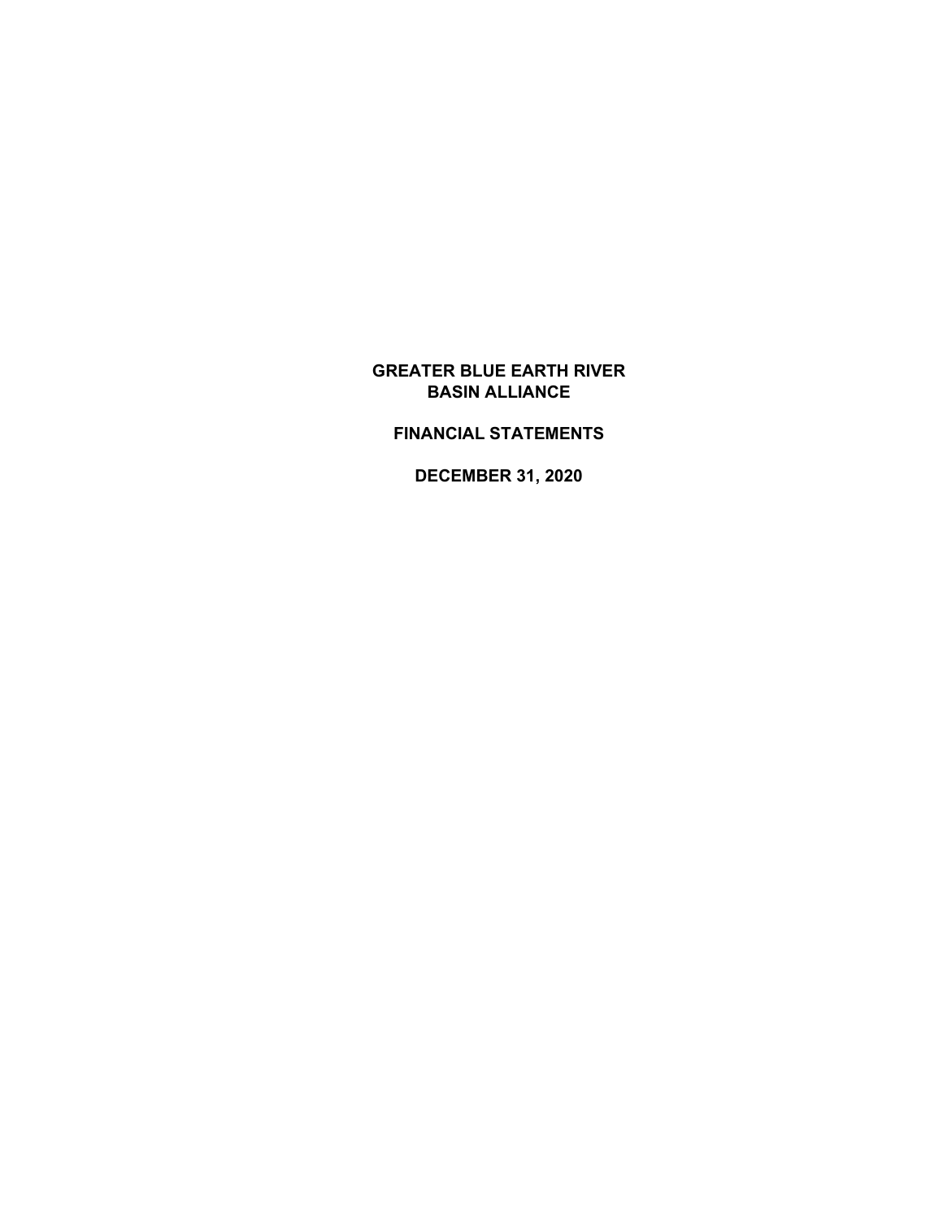# GREATER BLUE EARTH RIVER BASIN ALLIANCE

## FINANCIAL STATEMENTS

## DECEMBER 31, 2020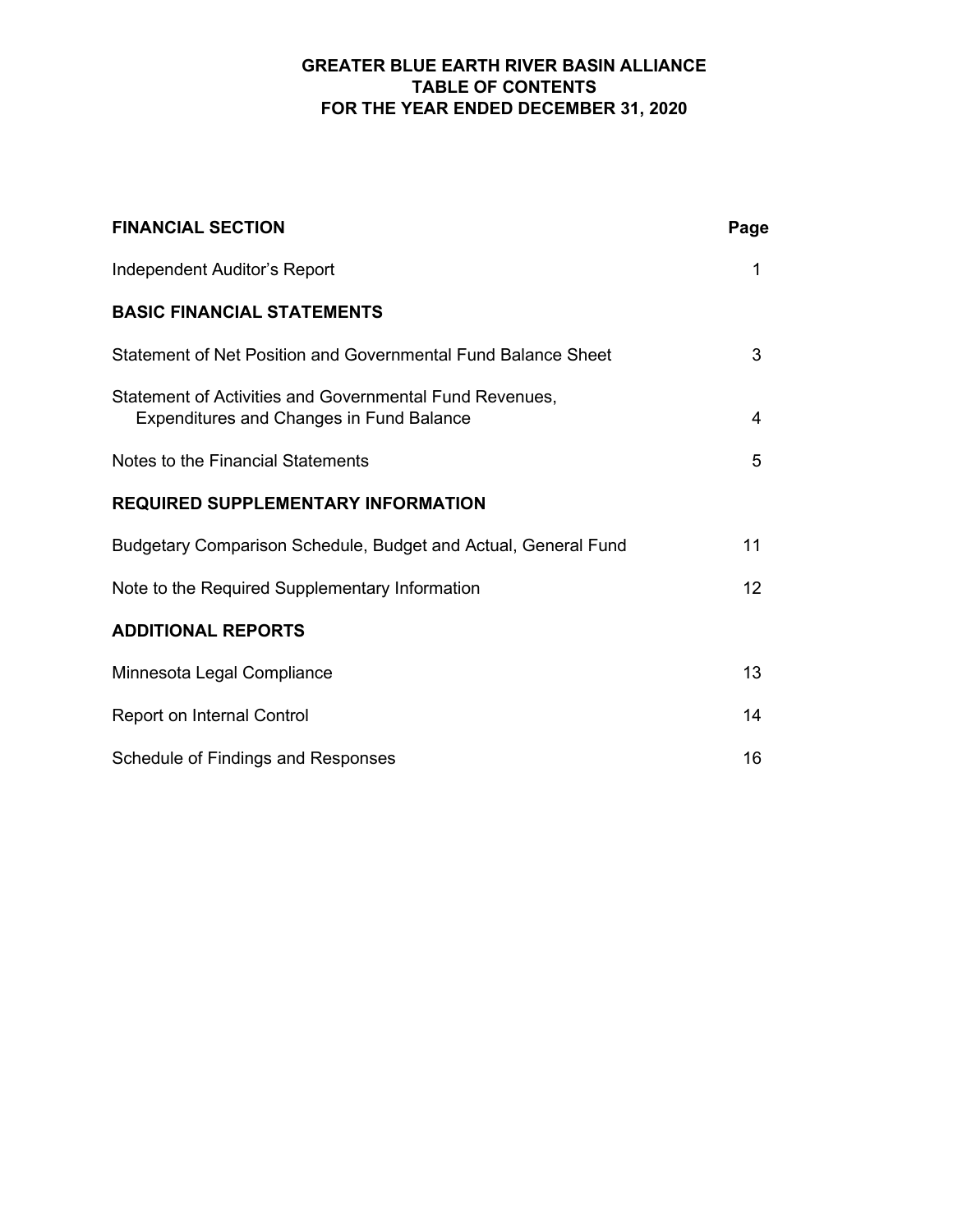# GREATER BLUE EARTH RIVER BASIN ALLIANCE
## TABLE OF CONTENTS
## FOR THE YEAR ENDED DECEMBER 31, 2020

| **FINANCIAL SECTION** | **Page** |
|---|---|
| Independent Auditor's Report | 1 |
| **BASIC FINANCIAL STATEMENTS** | |
| Statement of Net Position and Governmental Fund Balance Sheet | 3 |
| Statement of Activities and Governmental Fund Revenues, Expenditures and Changes in Fund Balance | 4 |
| Notes to the Financial Statements | 5 |
| **REQUIRED SUPPLEMENTARY INFORMATION** | |
| Budgetary Comparison Schedule, Budget and Actual, General Fund | 11 |
| Note to the Required Supplementary Information | 12 |
| **ADDITIONAL REPORTS** | |
| Minnesota Legal Compliance | 13 |
| Report on Internal Control | 14 |
| Schedule of Findings and Responses | 16 |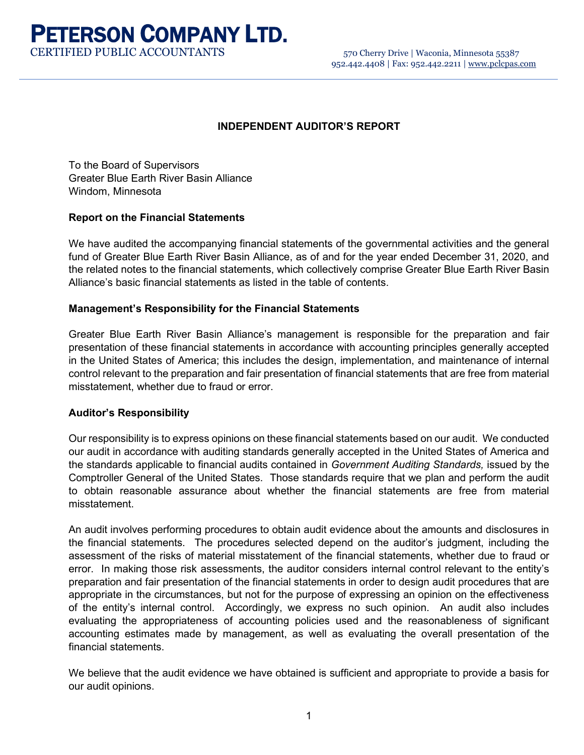# PETERSON COMPANY LTD.

CERTIFIED PUBLIC ACCOUNTANTS

570 Cherry Drive | Waconia, Minnesota 55387
952.442.4408 | Fax: 952.442.2211 | www.pclcpas.com

## INDEPENDENT AUDITOR'S REPORT

To the Board of Supervisors
Greater Blue Earth River Basin Alliance
Windom, Minnesota

### Report on the Financial Statements

We have audited the accompanying financial statements of the governmental activities and the general fund of Greater Blue Earth River Basin Alliance, as of and for the year ended December 31, 2020, and the related notes to the financial statements, which collectively comprise Greater Blue Earth River Basin Alliance's basic financial statements as listed in the table of contents.

### Management's Responsibility for the Financial Statements

Greater Blue Earth River Basin Alliance's management is responsible for the preparation and fair presentation of these financial statements in accordance with accounting principles generally accepted in the United States of America; this includes the design, implementation, and maintenance of internal control relevant to the preparation and fair presentation of financial statements that are free from material misstatement, whether due to fraud or error.

### Auditor's Responsibility

Our responsibility is to express opinions on these financial statements based on our audit. We conducted our audit in accordance with auditing standards generally accepted in the United States of America and the standards applicable to financial audits contained in *Government Auditing Standards,* issued by the Comptroller General of the United States. Those standards require that we plan and perform the audit to obtain reasonable assurance about whether the financial statements are free from material misstatement.

An audit involves performing procedures to obtain audit evidence about the amounts and disclosures in the financial statements. The procedures selected depend on the auditor's judgment, including the assessment of the risks of material misstatement of the financial statements, whether due to fraud or error. In making those risk assessments, the auditor considers internal control relevant to the entity's preparation and fair presentation of the financial statements in order to design audit procedures that are appropriate in the circumstances, but not for the purpose of expressing an opinion on the effectiveness of the entity's internal control. Accordingly, we express no such opinion. An audit also includes evaluating the appropriateness of accounting policies used and the reasonableness of significant accounting estimates made by management, as well as evaluating the overall presentation of the financial statements.

We believe that the audit evidence we have obtained is sufficient and appropriate to provide a basis for our audit opinions.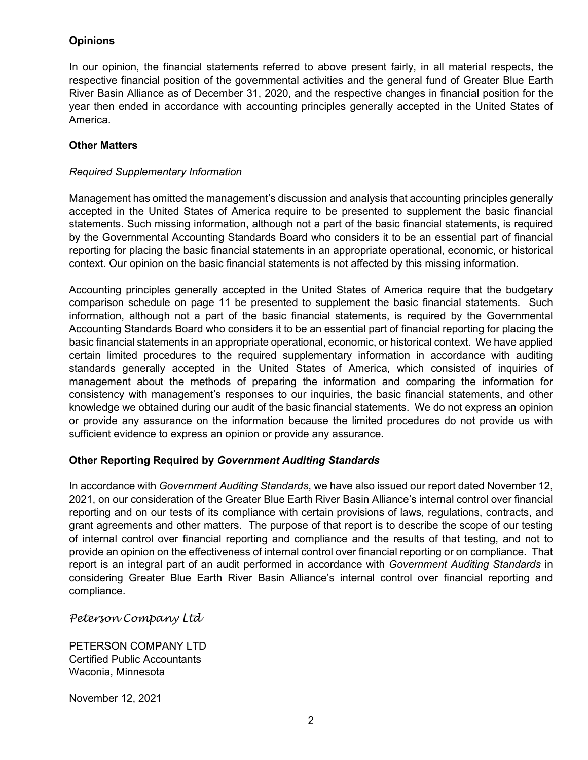### Opinions

In our opinion, the financial statements referred to above present fairly, in all material respects, the respective financial position of the governmental activities and the general fund of Greater Blue Earth River Basin Alliance as of December 31, 2020, and the respective changes in financial position for the year then ended in accordance with accounting principles generally accepted in the United States of America.

### Other Matters

*Required Supplementary Information*

Management has omitted the management's discussion and analysis that accounting principles generally accepted in the United States of America require to be presented to supplement the basic financial statements. Such missing information, although not a part of the basic financial statements, is required by the Governmental Accounting Standards Board who considers it to be an essential part of financial reporting for placing the basic financial statements in an appropriate operational, economic, or historical context. Our opinion on the basic financial statements is not affected by this missing information.

Accounting principles generally accepted in the United States of America require that the budgetary comparison schedule on page 11 be presented to supplement the basic financial statements. Such information, although not a part of the basic financial statements, is required by the Governmental Accounting Standards Board who considers it to be an essential part of financial reporting for placing the basic financial statements in an appropriate operational, economic, or historical context. We have applied certain limited procedures to the required supplementary information in accordance with auditing standards generally accepted in the United States of America, which consisted of inquiries of management about the methods of preparing the information and comparing the information for consistency with management's responses to our inquiries, the basic financial statements, and other knowledge we obtained during our audit of the basic financial statements. We do not express an opinion or provide any assurance on the information because the limited procedures do not provide us with sufficient evidence to express an opinion or provide any assurance.

### Other Reporting Required by *Government Auditing Standards*

In accordance with *Government Auditing Standards*, we have also issued our report dated November 12, 2021, on our consideration of the Greater Blue Earth River Basin Alliance's internal control over financial reporting and on our tests of its compliance with certain provisions of laws, regulations, contracts, and grant agreements and other matters. The purpose of that report is to describe the scope of our testing of internal control over financial reporting and compliance and the results of that testing, and not to provide an opinion on the effectiveness of internal control over financial reporting or on compliance. That report is an integral part of an audit performed in accordance with *Government Auditing Standards* in considering Greater Blue Earth River Basin Alliance's internal control over financial reporting and compliance.

*Peterson Company Ltd*

PETERSON COMPANY LTD
Certified Public Accountants
Waconia, Minnesota

November 12, 2021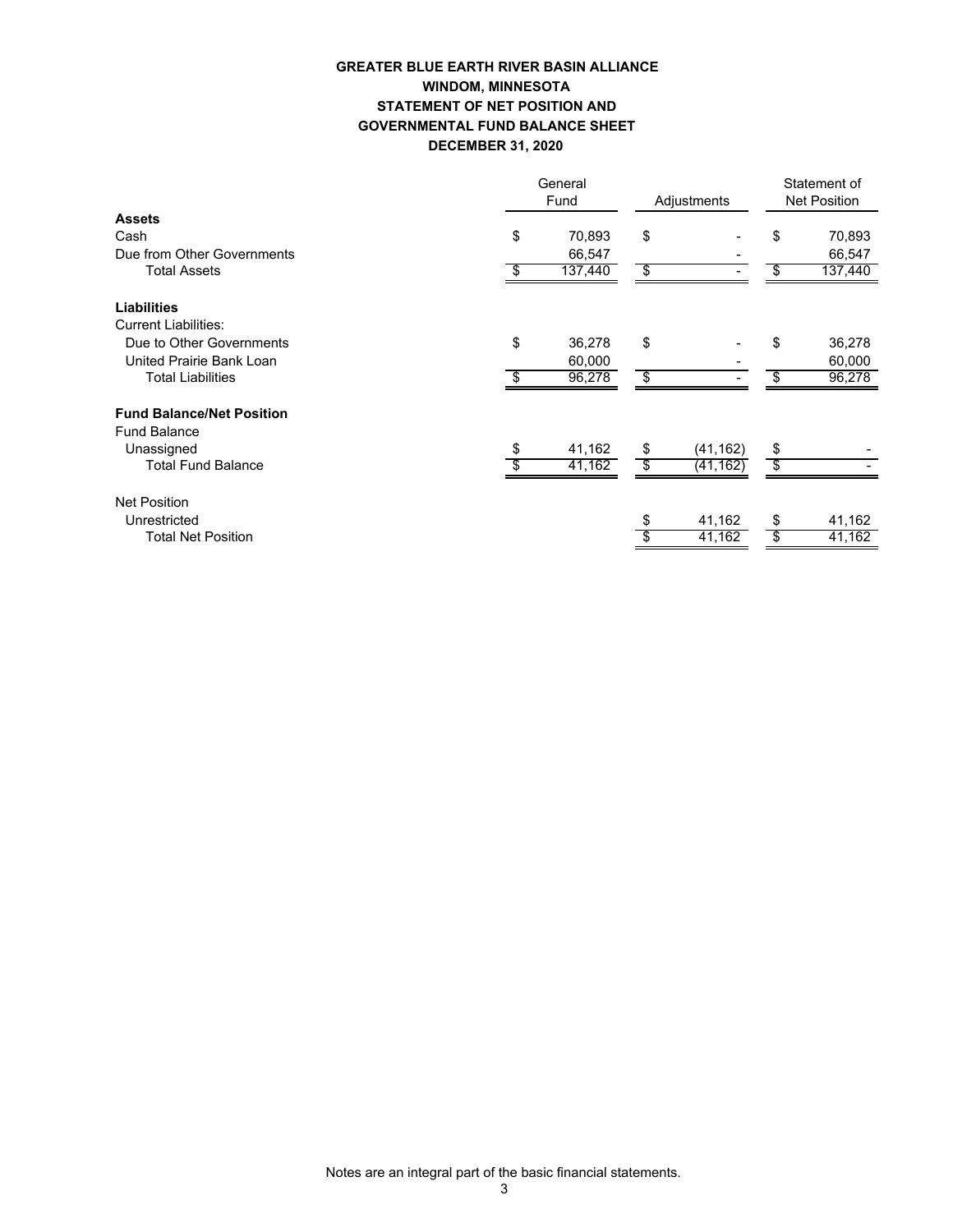# GREATER BLUE EARTH RIVER BASIN ALLIANCE
## WINDOM, MINNESOTA
## STATEMENT OF NET POSITION AND GOVERNMENTAL FUND BALANCE SHEET
## DECEMBER 31, 2020

| | General Fund | Adjustments | Statement of Net Position |
|---|---|---|---|
| **Assets** | | | |
| Cash | $ 70,893 | $ - | $ 70,893 |
| Due from Other Governments | 66,547 | - | 66,547 |
| Total Assets | $ 137,440 | $ - | $ 137,440 |
| **Liabilities** | | | |
| Current Liabilities: | | | |
| Due to Other Governments | $ 36,278 | $ - | $ 36,278 |
| United Prairie Bank Loan | 60,000 | - | 60,000 |
| Total Liabilities | $ 96,278 | $ - | $ 96,278 |
| **Fund Balance/Net Position** | | | |
| Fund Balance | | | |
| Unassigned | $ 41,162 | $ (41,162) | $ - |
| Total Fund Balance | $ 41,162 | $ (41,162) | $ - |
| Net Position | | | |
| Unrestricted | | $ 41,162 | $ 41,162 |
| Total Net Position | | $ 41,162 | $ 41,162 |

Notes are an integral part of the basic financial statements.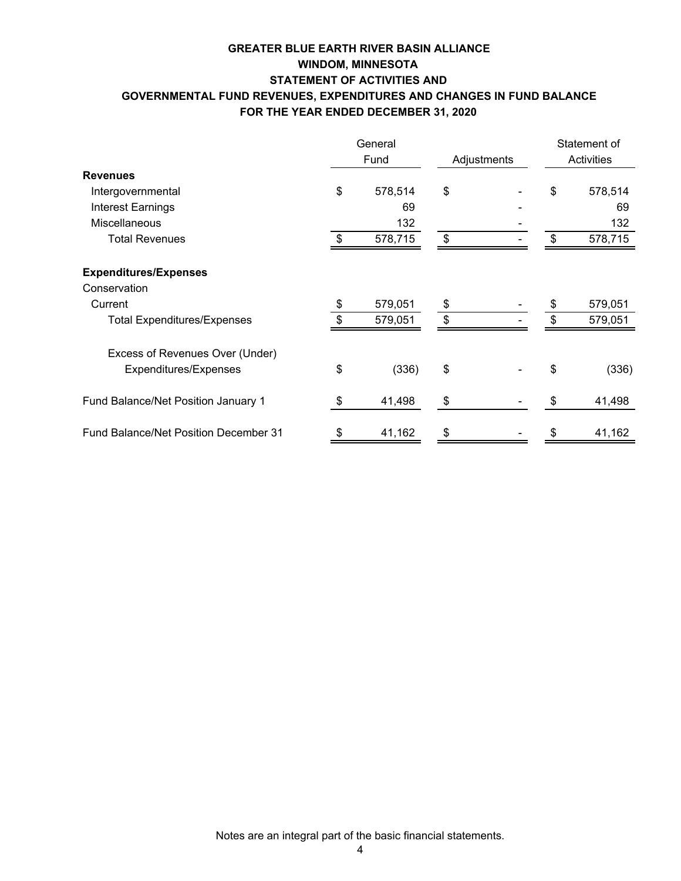# GREATER BLUE EARTH RIVER BASIN ALLIANCE
## WINDOM, MINNESOTA
## STATEMENT OF ACTIVITIES AND
## GOVERNMENTAL FUND REVENUES, EXPENDITURES AND CHANGES IN FUND BALANCE
## FOR THE YEAR ENDED DECEMBER 31, 2020

| | General Fund | Adjustments | Statement of Activities |
|---|---|---|---|
| **Revenues** | | | |
| Intergovernmental | $ 578,514 | $ - | $ 578,514 |
| Interest Earnings | 69 | - | 69 |
| Miscellaneous | 132 | - | 132 |
| Total Revenues | $ 578,715 | $ - | $ 578,715 |
| **Expenditures/Expenses** | | | |
| Conservation | | | |
| Current | $ 579,051 | $ - | $ 579,051 |
| Total Expenditures/Expenses | $ 579,051 | $ - | $ 579,051 |
| Excess of Revenues Over (Under) Expenditures/Expenses | $ (336) | $ - | $ (336) |
| Fund Balance/Net Position January 1 | $ 41,498 | $ - | $ 41,498 |
| Fund Balance/Net Position December 31 | $ 41,162 | $ - | $ 41,162 |

Notes are an integral part of the basic financial statements.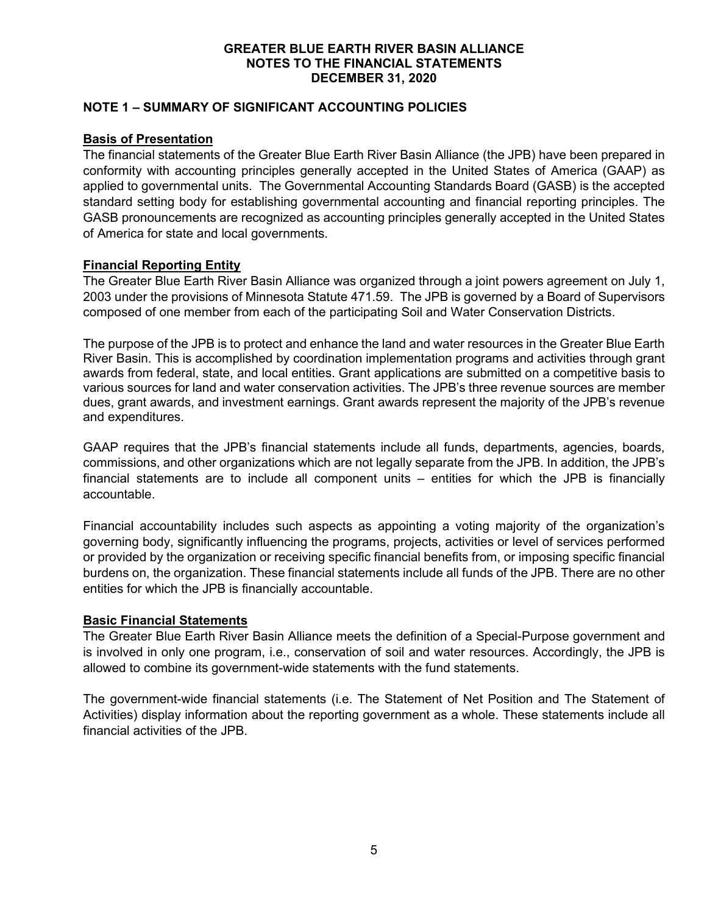# GREATER BLUE EARTH RIVER BASIN ALLIANCE
## NOTES TO THE FINANCIAL STATEMENTS
## DECEMBER 31, 2020

### NOTE 1 – SUMMARY OF SIGNIFICANT ACCOUNTING POLICIES

**Basis of Presentation**

The financial statements of the Greater Blue Earth River Basin Alliance (the JPB) have been prepared in conformity with accounting principles generally accepted in the United States of America (GAAP) as applied to governmental units. The Governmental Accounting Standards Board (GASB) is the accepted standard setting body for establishing governmental accounting and financial reporting principles. The GASB pronouncements are recognized as accounting principles generally accepted in the United States of America for state and local governments.

**Financial Reporting Entity**

The Greater Blue Earth River Basin Alliance was organized through a joint powers agreement on July 1, 2003 under the provisions of Minnesota Statute 471.59. The JPB is governed by a Board of Supervisors composed of one member from each of the participating Soil and Water Conservation Districts.

The purpose of the JPB is to protect and enhance the land and water resources in the Greater Blue Earth River Basin. This is accomplished by coordination implementation programs and activities through grant awards from federal, state, and local entities. Grant applications are submitted on a competitive basis to various sources for land and water conservation activities. The JPB's three revenue sources are member dues, grant awards, and investment earnings. Grant awards represent the majority of the JPB's revenue and expenditures.

GAAP requires that the JPB's financial statements include all funds, departments, agencies, boards, commissions, and other organizations which are not legally separate from the JPB. In addition, the JPB's financial statements are to include all component units – entities for which the JPB is financially accountable.

Financial accountability includes such aspects as appointing a voting majority of the organization's governing body, significantly influencing the programs, projects, activities or level of services performed or provided by the organization or receiving specific financial benefits from, or imposing specific financial burdens on, the organization. These financial statements include all funds of the JPB. There are no other entities for which the JPB is financially accountable.

**Basic Financial Statements**

The Greater Blue Earth River Basin Alliance meets the definition of a Special-Purpose government and is involved in only one program, i.e., conservation of soil and water resources. Accordingly, the JPB is allowed to combine its government-wide statements with the fund statements.

The government-wide financial statements (i.e. The Statement of Net Position and The Statement of Activities) display information about the reporting government as a whole. These statements include all financial activities of the JPB.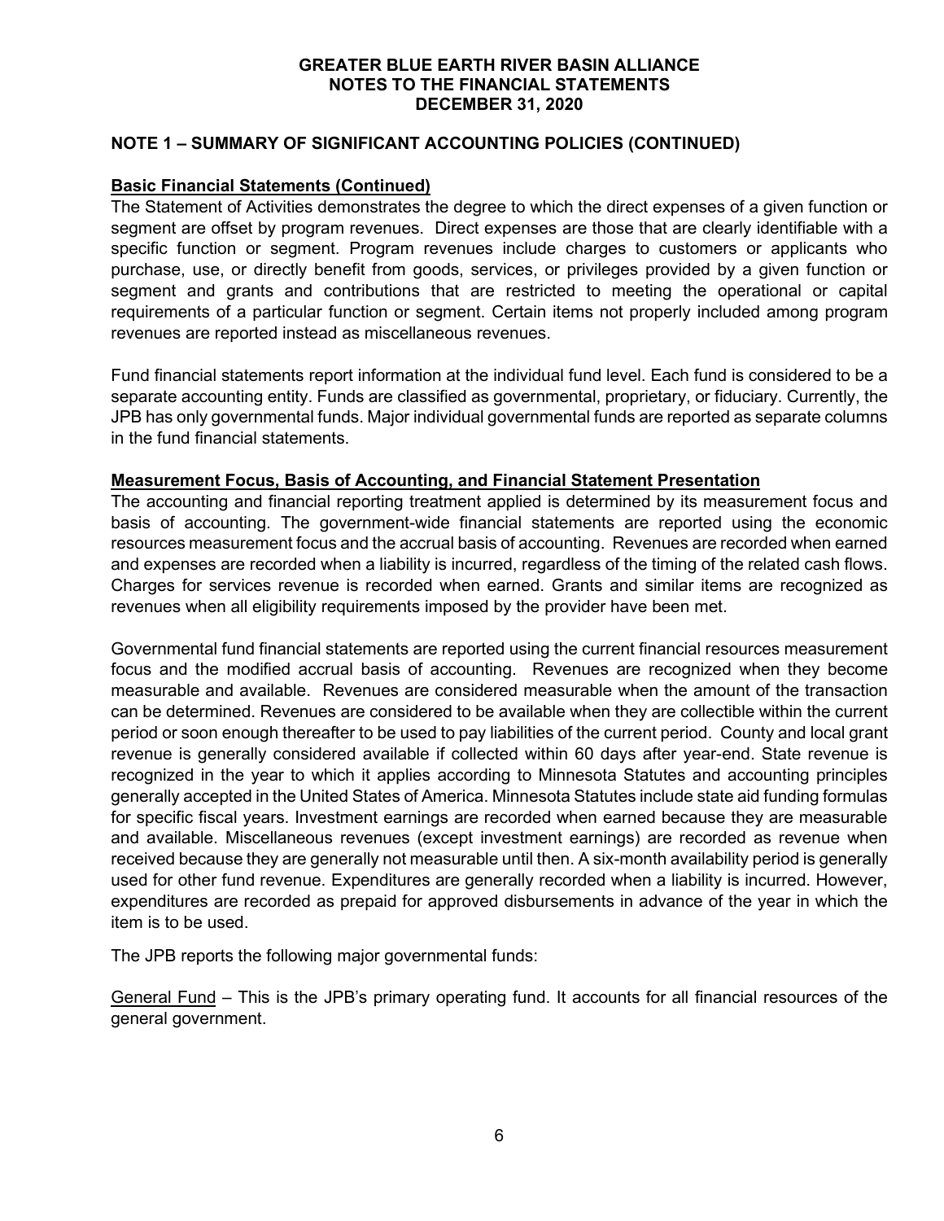# GREATER BLUE EARTH RIVER BASIN ALLIANCE
# NOTES TO THE FINANCIAL STATEMENTS
# DECEMBER 31, 2020

## NOTE 1 – SUMMARY OF SIGNIFICANT ACCOUNTING POLICIES (CONTINUED)

### Basic Financial Statements (Continued)

The Statement of Activities demonstrates the degree to which the direct expenses of a given function or segment are offset by program revenues. Direct expenses are those that are clearly identifiable with a specific function or segment. Program revenues include charges to customers or applicants who purchase, use, or directly benefit from goods, services, or privileges provided by a given function or segment and grants and contributions that are restricted to meeting the operational or capital requirements of a particular function or segment. Certain items not properly included among program revenues are reported instead as miscellaneous revenues.

Fund financial statements report information at the individual fund level. Each fund is considered to be a separate accounting entity. Funds are classified as governmental, proprietary, or fiduciary. Currently, the JPB has only governmental funds. Major individual governmental funds are reported as separate columns in the fund financial statements.

### Measurement Focus, Basis of Accounting, and Financial Statement Presentation

The accounting and financial reporting treatment applied is determined by its measurement focus and basis of accounting. The government-wide financial statements are reported using the economic resources measurement focus and the accrual basis of accounting. Revenues are recorded when earned and expenses are recorded when a liability is incurred, regardless of the timing of the related cash flows. Charges for services revenue is recorded when earned. Grants and similar items are recognized as revenues when all eligibility requirements imposed by the provider have been met.

Governmental fund financial statements are reported using the current financial resources measurement focus and the modified accrual basis of accounting. Revenues are recognized when they become measurable and available. Revenues are considered measurable when the amount of the transaction can be determined. Revenues are considered to be available when they are collectible within the current period or soon enough thereafter to be used to pay liabilities of the current period. County and local grant revenue is generally considered available if collected within 60 days after year-end. State revenue is recognized in the year to which it applies according to Minnesota Statutes and accounting principles generally accepted in the United States of America. Minnesota Statutes include state aid funding formulas for specific fiscal years. Investment earnings are recorded when earned because they are measurable and available. Miscellaneous revenues (except investment earnings) are recorded as revenue when received because they are generally not measurable until then. A six-month availability period is generally used for other fund revenue. Expenditures are generally recorded when a liability is incurred. However, expenditures are recorded as prepaid for approved disbursements in advance of the year in which the item is to be used.

The JPB reports the following major governmental funds:

General Fund – This is the JPB's primary operating fund. It accounts for all financial resources of the general government.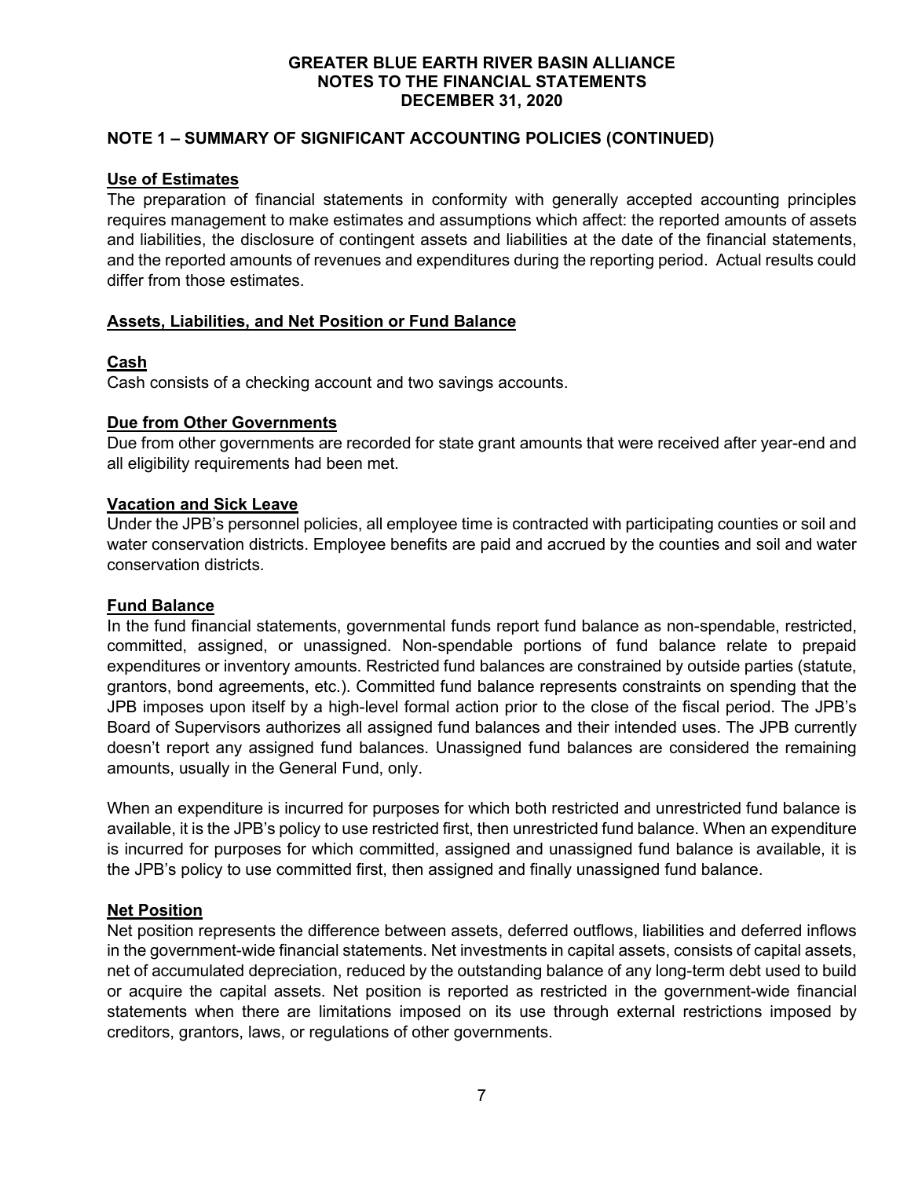# GREATER BLUE EARTH RIVER BASIN ALLIANCE
## NOTES TO THE FINANCIAL STATEMENTS
## DECEMBER 31, 2020

### NOTE 1 – SUMMARY OF SIGNIFICANT ACCOUNTING POLICIES (CONTINUED)

**Use of Estimates**

The preparation of financial statements in conformity with generally accepted accounting principles requires management to make estimates and assumptions which affect: the reported amounts of assets and liabilities, the disclosure of contingent assets and liabilities at the date of the financial statements, and the reported amounts of revenues and expenditures during the reporting period. Actual results could differ from those estimates.

**Assets, Liabilities, and Net Position or Fund Balance**

**Cash**

Cash consists of a checking account and two savings accounts.

**Due from Other Governments**

Due from other governments are recorded for state grant amounts that were received after year-end and all eligibility requirements had been met.

**Vacation and Sick Leave**

Under the JPB's personnel policies, all employee time is contracted with participating counties or soil and water conservation districts. Employee benefits are paid and accrued by the counties and soil and water conservation districts.

**Fund Balance**

In the fund financial statements, governmental funds report fund balance as non-spendable, restricted, committed, assigned, or unassigned. Non-spendable portions of fund balance relate to prepaid expenditures or inventory amounts. Restricted fund balances are constrained by outside parties (statute, grantors, bond agreements, etc.). Committed fund balance represents constraints on spending that the JPB imposes upon itself by a high-level formal action prior to the close of the fiscal period. The JPB's Board of Supervisors authorizes all assigned fund balances and their intended uses. The JPB currently doesn't report any assigned fund balances. Unassigned fund balances are considered the remaining amounts, usually in the General Fund, only.

When an expenditure is incurred for purposes for which both restricted and unrestricted fund balance is available, it is the JPB's policy to use restricted first, then unrestricted fund balance. When an expenditure is incurred for purposes for which committed, assigned and unassigned fund balance is available, it is the JPB's policy to use committed first, then assigned and finally unassigned fund balance.

**Net Position**

Net position represents the difference between assets, deferred outflows, liabilities and deferred inflows in the government-wide financial statements. Net investments in capital assets, consists of capital assets, net of accumulated depreciation, reduced by the outstanding balance of any long-term debt used to build or acquire the capital assets. Net position is reported as restricted in the government-wide financial statements when there are limitations imposed on its use through external restrictions imposed by creditors, grantors, laws, or regulations of other governments.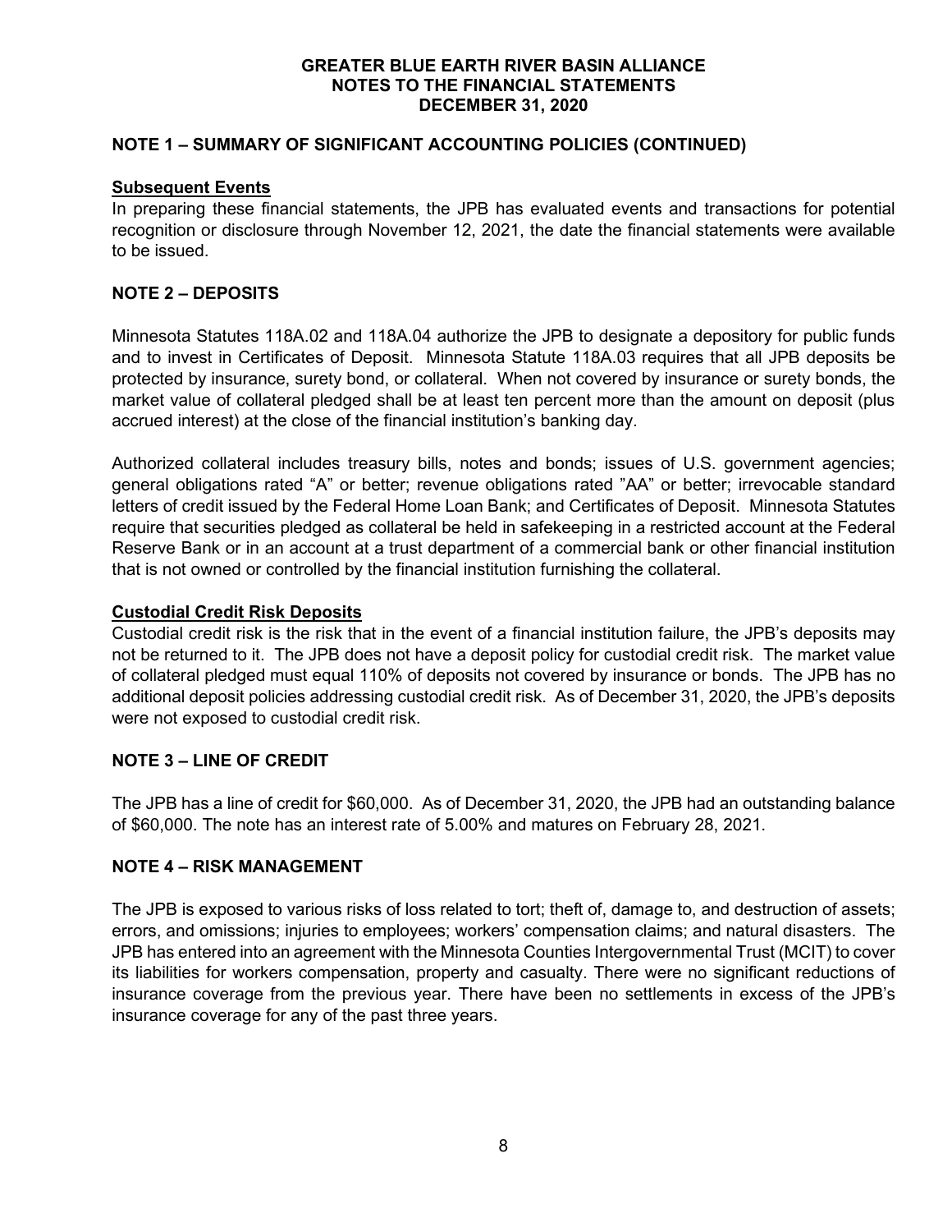## NOTE 1 – SUMMARY OF SIGNIFICANT ACCOUNTING POLICIES (CONTINUED)

### Subsequent Events

In preparing these financial statements, the JPB has evaluated events and transactions for potential recognition or disclosure through November 12, 2021, the date the financial statements were available to be issued.

## NOTE 2 – DEPOSITS

Minnesota Statutes 118A.02 and 118A.04 authorize the JPB to designate a depository for public funds and to invest in Certificates of Deposit. Minnesota Statute 118A.03 requires that all JPB deposits be protected by insurance, surety bond, or collateral. When not covered by insurance or surety bonds, the market value of collateral pledged shall be at least ten percent more than the amount on deposit (plus accrued interest) at the close of the financial institution's banking day.

Authorized collateral includes treasury bills, notes and bonds; issues of U.S. government agencies; general obligations rated "A" or better; revenue obligations rated "AA" or better; irrevocable standard letters of credit issued by the Federal Home Loan Bank; and Certificates of Deposit. Minnesota Statutes require that securities pledged as collateral be held in safekeeping in a restricted account at the Federal Reserve Bank or in an account at a trust department of a commercial bank or other financial institution that is not owned or controlled by the financial institution furnishing the collateral.

### Custodial Credit Risk Deposits

Custodial credit risk is the risk that in the event of a financial institution failure, the JPB's deposits may not be returned to it. The JPB does not have a deposit policy for custodial credit risk. The market value of collateral pledged must equal 110% of deposits not covered by insurance or bonds. The JPB has no additional deposit policies addressing custodial credit risk. As of December 31, 2020, the JPB's deposits were not exposed to custodial credit risk.

## NOTE 3 – LINE OF CREDIT

The JPB has a line of credit for $60,000. As of December 31, 2020, the JPB had an outstanding balance of $60,000. The note has an interest rate of 5.00% and matures on February 28, 2021.

## NOTE 4 – RISK MANAGEMENT

The JPB is exposed to various risks of loss related to tort; theft of, damage to, and destruction of assets; errors, and omissions; injuries to employees; workers' compensation claims; and natural disasters. The JPB has entered into an agreement with the Minnesota Counties Intergovernmental Trust (MCIT) to cover its liabilities for workers compensation, property and casualty. There were no significant reductions of insurance coverage from the previous year. There have been no settlements in excess of the JPB's insurance coverage for any of the past three years.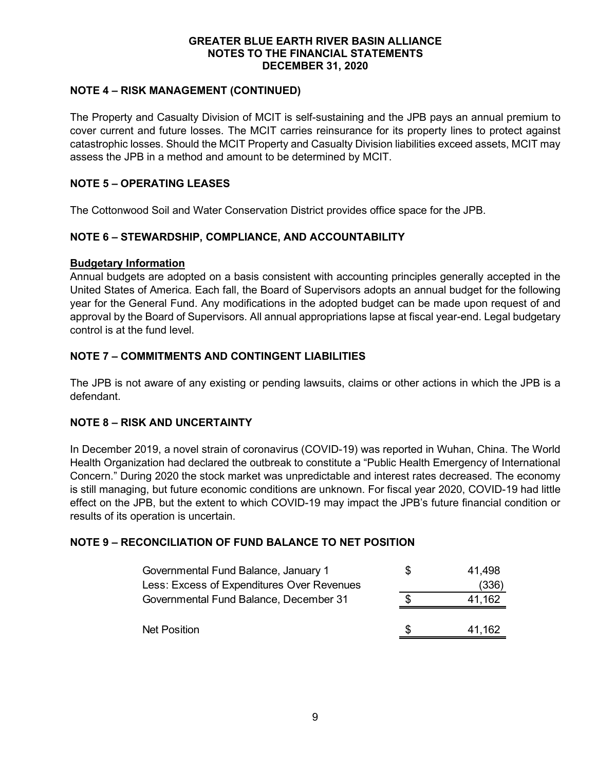## NOTE 4 – RISK MANAGEMENT (CONTINUED)

The Property and Casualty Division of MCIT is self-sustaining and the JPB pays an annual premium to cover current and future losses. The MCIT carries reinsurance for its property lines to protect against catastrophic losses. Should the MCIT Property and Casualty Division liabilities exceed assets, MCIT may assess the JPB in a method and amount to be determined by MCIT.

## NOTE 5 – OPERATING LEASES

The Cottonwood Soil and Water Conservation District provides office space for the JPB.

## NOTE 6 – STEWARDSHIP, COMPLIANCE, AND ACCOUNTABILITY

**Budgetary Information**

Annual budgets are adopted on a basis consistent with accounting principles generally accepted in the United States of America. Each fall, the Board of Supervisors adopts an annual budget for the following year for the General Fund. Any modifications in the adopted budget can be made upon request of and approval by the Board of Supervisors. All annual appropriations lapse at fiscal year-end. Legal budgetary control is at the fund level.

## NOTE 7 – COMMITMENTS AND CONTINGENT LIABILITIES

The JPB is not aware of any existing or pending lawsuits, claims or other actions in which the JPB is a defendant.

## NOTE 8 – RISK AND UNCERTAINTY

In December 2019, a novel strain of coronavirus (COVID-19) was reported in Wuhan, China. The World Health Organization had declared the outbreak to constitute a "Public Health Emergency of International Concern." During 2020 the stock market was unpredictable and interest rates decreased. The economy is still managing, but future economic conditions are unknown. For fiscal year 2020, COVID-19 had little effect on the JPB, but the extent to which COVID-19 may impact the JPB's future financial condition or results of its operation is uncertain.

## NOTE 9 – RECONCILIATION OF FUND BALANCE TO NET POSITION

| | | |
|---|---|---|
| Governmental Fund Balance, January 1 | $ | 41,498 |
| Less: Excess of Expenditures Over Revenues | | (336) |
| Governmental Fund Balance, December 31 | $ | 41,162 |
| | | |
| Net Position | $ | 41,162 |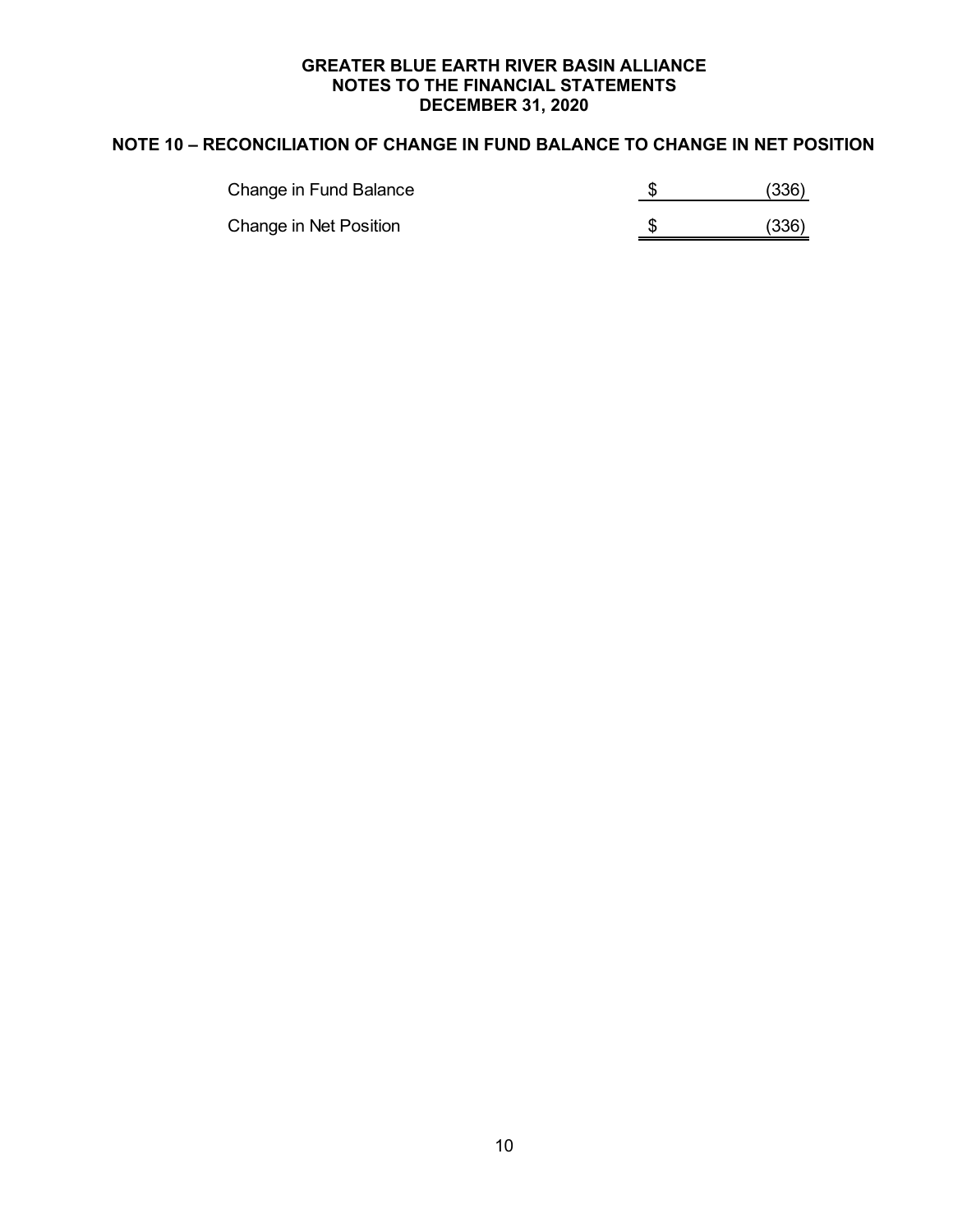## NOTE 10 – RECONCILIATION OF CHANGE IN FUND BALANCE TO CHANGE IN NET POSITION

| | |
|---|---|
| Change in Fund Balance | $ (336) |
| Change in Net Position | $ (336) |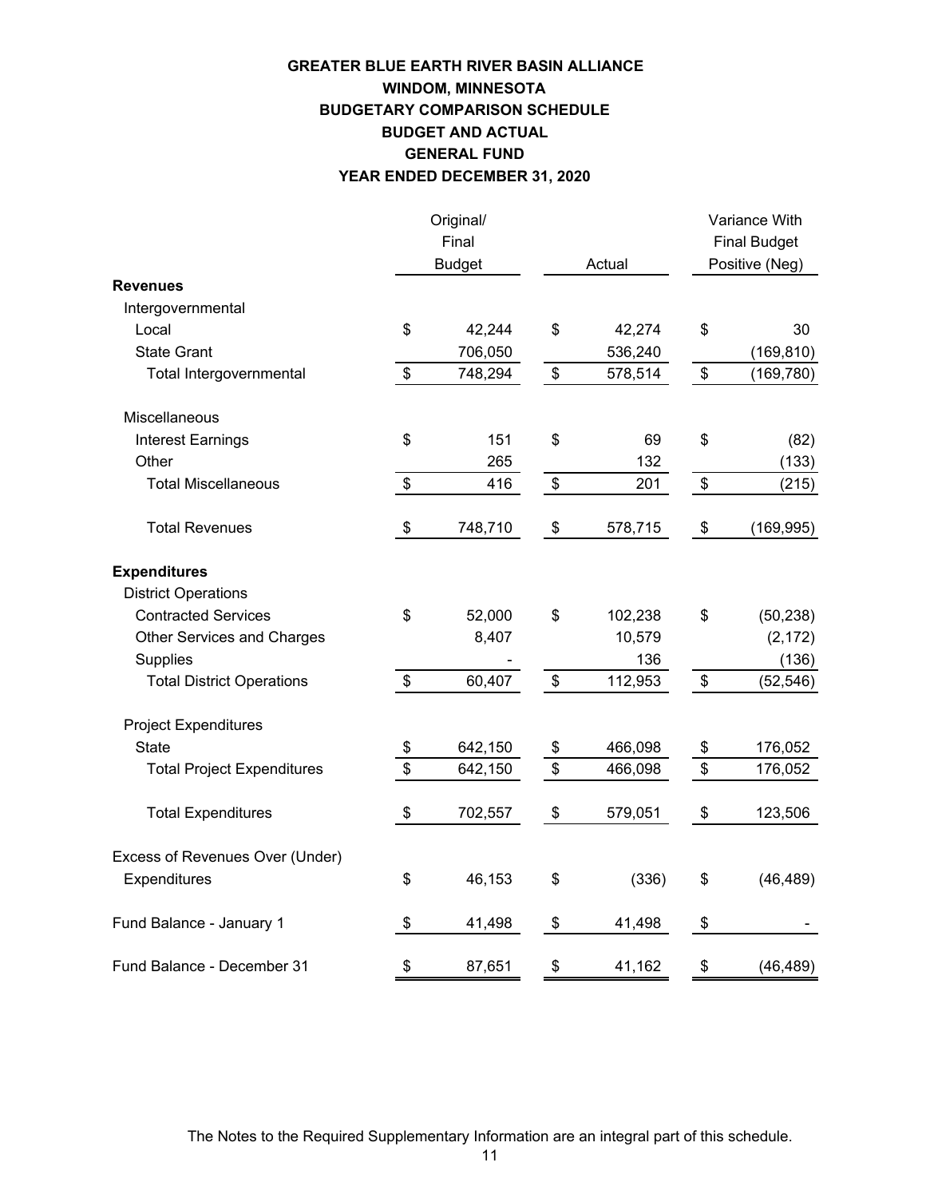# GREATER BLUE EARTH RIVER BASIN ALLIANCE
## WINDOM, MINNESOTA
## BUDGETARY COMPARISON SCHEDULE
## BUDGET AND ACTUAL
## GENERAL FUND
## YEAR ENDED DECEMBER 31, 2020

| | Original/ Final Budget | Actual | Variance With Final Budget Positive (Neg) |
|---|---|---|---|
| **Revenues** | | | |
| Intergovernmental | | | |
| Local | $ 42,244 | $ 42,274 | $ 30 |
| State Grant | 706,050 | 536,240 | (169,810) |
| Total Intergovernmental | $ 748,294 | $ 578,514 | $ (169,780) |
| Miscellaneous | | | |
| Interest Earnings | $ 151 | $ 69 | $ (82) |
| Other | 265 | 132 | (133) |
| Total Miscellaneous | $ 416 | $ 201 | $ (215) |
| Total Revenues | $ 748,710 | $ 578,715 | $ (169,995) |
| **Expenditures** | | | |
| District Operations | | | |
| Contracted Services | $ 52,000 | $ 102,238 | $ (50,238) |
| Other Services and Charges | 8,407 | 10,579 | (2,172) |
| Supplies | - | 136 | (136) |
| Total District Operations | $ 60,407 | $ 112,953 | $ (52,546) |
| Project Expenditures | | | |
| State | $ 642,150 | $ 466,098 | $ 176,052 |
| Total Project Expenditures | $ 642,150 | $ 466,098 | $ 176,052 |
| Total Expenditures | $ 702,557 | $ 579,051 | $ 123,506 |
| Excess of Revenues Over (Under) Expenditures | $ 46,153 | $ (336) | $ (46,489) |
| Fund Balance - January 1 | $ 41,498 | $ 41,498 | $ - |
| Fund Balance - December 31 | $ 87,651 | $ 41,162 | $ (46,489) |

The Notes to the Required Supplementary Information are an integral part of this schedule.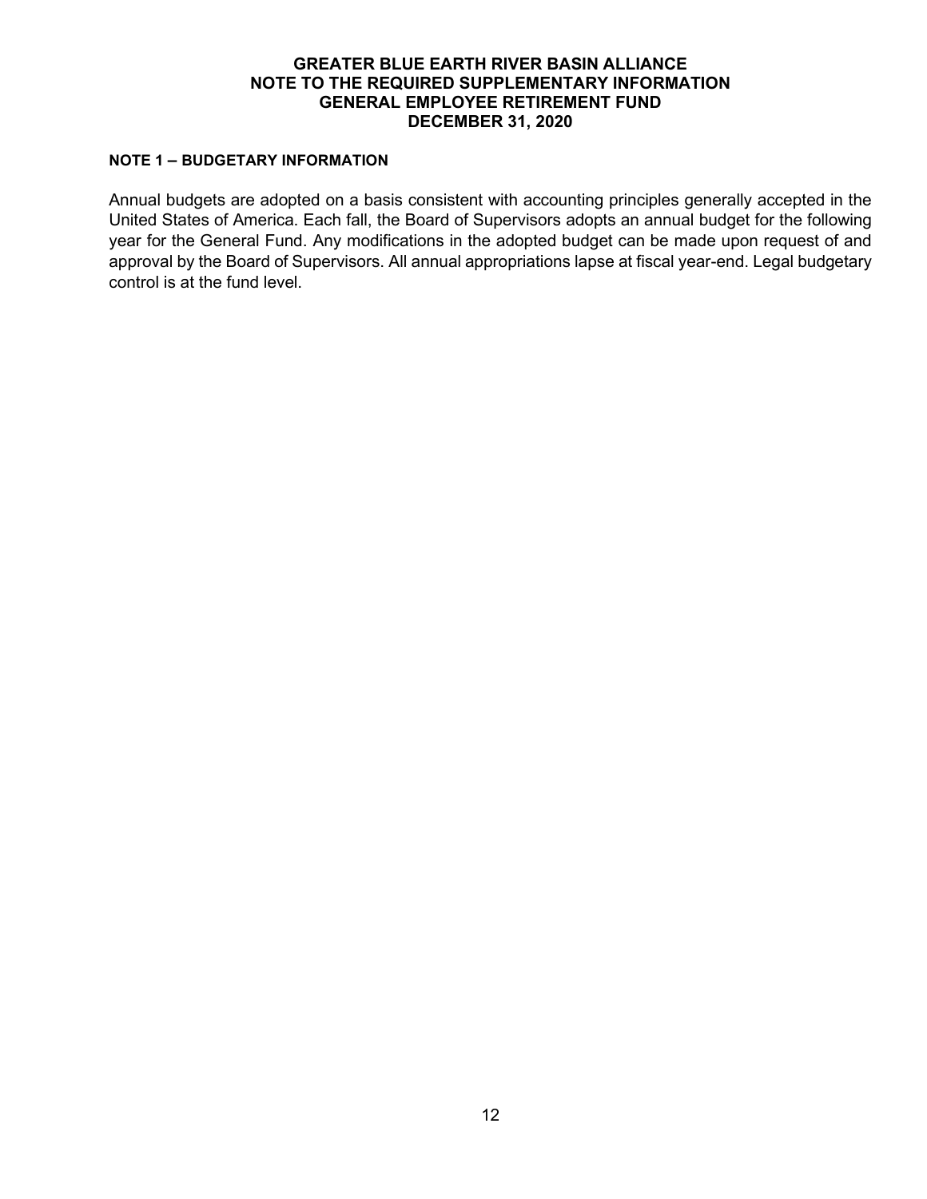# GREATER BLUE EARTH RIVER BASIN ALLIANCE
# NOTE TO THE REQUIRED SUPPLEMENTARY INFORMATION
# GENERAL EMPLOYEE RETIREMENT FUND
# DECEMBER 31, 2020

## NOTE 1 – BUDGETARY INFORMATION

Annual budgets are adopted on a basis consistent with accounting principles generally accepted in the United States of America. Each fall, the Board of Supervisors adopts an annual budget for the following year for the General Fund. Any modifications in the adopted budget can be made upon request of and approval by the Board of Supervisors. All annual appropriations lapse at fiscal year-end. Legal budgetary control is at the fund level.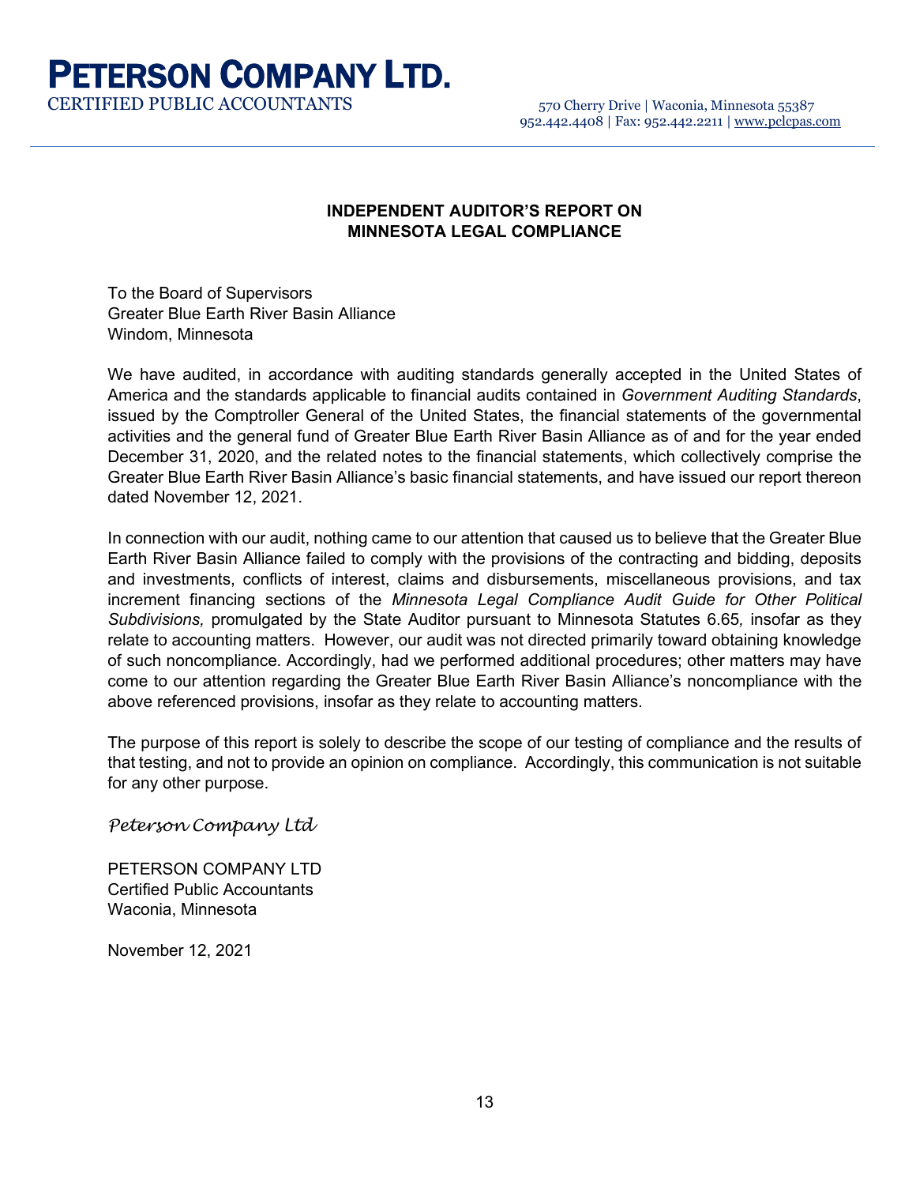# PETERSON COMPANY LTD.

CERTIFIED PUBLIC ACCOUNTANTS

570 Cherry Drive | Waconia, Minnesota 55387
952.442.4408 | Fax: 952.442.2211 | www.pclcpas.com

## INDEPENDENT AUDITOR'S REPORT ON MINNESOTA LEGAL COMPLIANCE

To the Board of Supervisors
Greater Blue Earth River Basin Alliance
Windom, Minnesota

We have audited, in accordance with auditing standards generally accepted in the United States of America and the standards applicable to financial audits contained in *Government Auditing Standards*, issued by the Comptroller General of the United States, the financial statements of the governmental activities and the general fund of Greater Blue Earth River Basin Alliance as of and for the year ended December 31, 2020, and the related notes to the financial statements, which collectively comprise the Greater Blue Earth River Basin Alliance's basic financial statements, and have issued our report thereon dated November 12, 2021.

In connection with our audit, nothing came to our attention that caused us to believe that the Greater Blue Earth River Basin Alliance failed to comply with the provisions of the contracting and bidding, deposits and investments, conflicts of interest, claims and disbursements, miscellaneous provisions, and tax increment financing sections of the *Minnesota Legal Compliance Audit Guide for Other Political Subdivisions,* promulgated by the State Auditor pursuant to Minnesota Statutes 6.65*,* insofar as they relate to accounting matters. However, our audit was not directed primarily toward obtaining knowledge of such noncompliance. Accordingly, had we performed additional procedures; other matters may have come to our attention regarding the Greater Blue Earth River Basin Alliance's noncompliance with the above referenced provisions, insofar as they relate to accounting matters.

The purpose of this report is solely to describe the scope of our testing of compliance and the results of that testing, and not to provide an opinion on compliance. Accordingly, this communication is not suitable for any other purpose.

*Peterson Company Ltd*

PETERSON COMPANY LTD
Certified Public Accountants
Waconia, Minnesota

November 12, 2021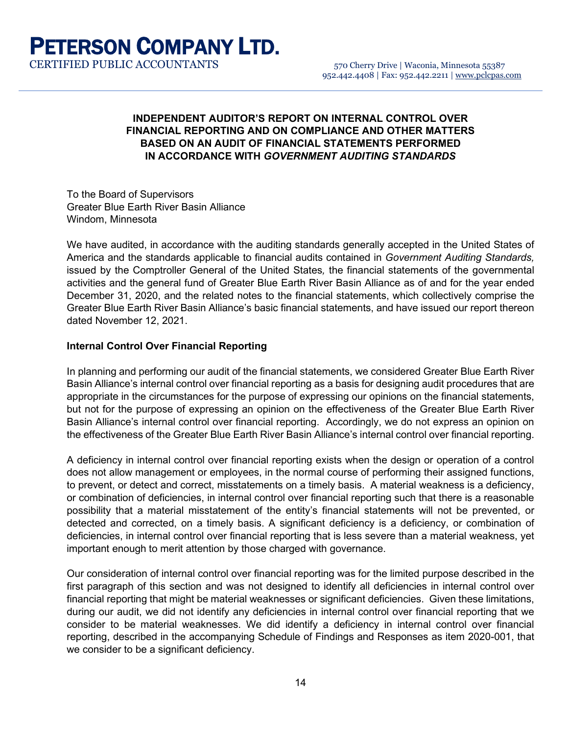# PETERSON COMPANY LTD.

CERTIFIED PUBLIC ACCOUNTANTS

570 Cherry Drive | Waconia, Minnesota 55387
952.442.4408 | Fax: 952.442.2211 | www.pclcpas.com

## INDEPENDENT AUDITOR'S REPORT ON INTERNAL CONTROL OVER FINANCIAL REPORTING AND ON COMPLIANCE AND OTHER MATTERS BASED ON AN AUDIT OF FINANCIAL STATEMENTS PERFORMED IN ACCORDANCE WITH *GOVERNMENT AUDITING STANDARDS*

To the Board of Supervisors
Greater Blue Earth River Basin Alliance
Windom, Minnesota

We have audited, in accordance with the auditing standards generally accepted in the United States of America and the standards applicable to financial audits contained in *Government Auditing Standards,* issued by the Comptroller General of the United States*,* the financial statements of the governmental activities and the general fund of Greater Blue Earth River Basin Alliance as of and for the year ended December 31, 2020, and the related notes to the financial statements, which collectively comprise the Greater Blue Earth River Basin Alliance's basic financial statements, and have issued our report thereon dated November 12, 2021.

**Internal Control Over Financial Reporting**

In planning and performing our audit of the financial statements, we considered Greater Blue Earth River Basin Alliance's internal control over financial reporting as a basis for designing audit procedures that are appropriate in the circumstances for the purpose of expressing our opinions on the financial statements, but not for the purpose of expressing an opinion on the effectiveness of the Greater Blue Earth River Basin Alliance's internal control over financial reporting. Accordingly, we do not express an opinion on the effectiveness of the Greater Blue Earth River Basin Alliance's internal control over financial reporting.

A deficiency in internal control over financial reporting exists when the design or operation of a control does not allow management or employees, in the normal course of performing their assigned functions, to prevent, or detect and correct, misstatements on a timely basis. A material weakness is a deficiency, or combination of deficiencies, in internal control over financial reporting such that there is a reasonable possibility that a material misstatement of the entity's financial statements will not be prevented, or detected and corrected, on a timely basis. A significant deficiency is a deficiency, or combination of deficiencies, in internal control over financial reporting that is less severe than a material weakness, yet important enough to merit attention by those charged with governance.

Our consideration of internal control over financial reporting was for the limited purpose described in the first paragraph of this section and was not designed to identify all deficiencies in internal control over financial reporting that might be material weaknesses or significant deficiencies. Given these limitations, during our audit, we did not identify any deficiencies in internal control over financial reporting that we consider to be material weaknesses. We did identify a deficiency in internal control over financial reporting, described in the accompanying Schedule of Findings and Responses as item 2020-001, that we consider to be a significant deficiency.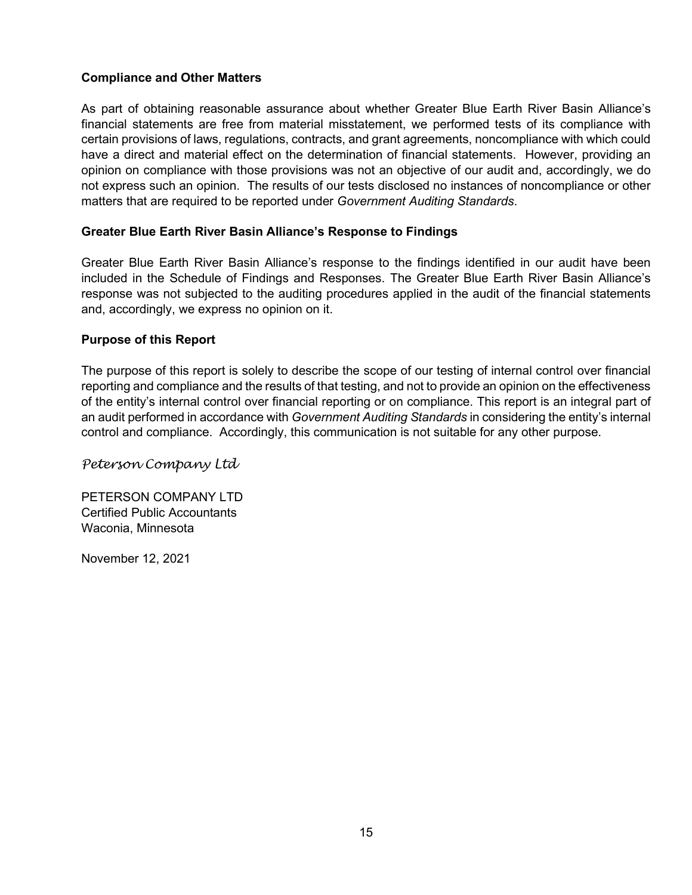**Compliance and Other Matters**

As part of obtaining reasonable assurance about whether Greater Blue Earth River Basin Alliance's financial statements are free from material misstatement, we performed tests of its compliance with certain provisions of laws, regulations, contracts, and grant agreements, noncompliance with which could have a direct and material effect on the determination of financial statements. However, providing an opinion on compliance with those provisions was not an objective of our audit and, accordingly, we do not express such an opinion. The results of our tests disclosed no instances of noncompliance or other matters that are required to be reported under *Government Auditing Standards*.

**Greater Blue Earth River Basin Alliance's Response to Findings**

Greater Blue Earth River Basin Alliance's response to the findings identified in our audit have been included in the Schedule of Findings and Responses. The Greater Blue Earth River Basin Alliance's response was not subjected to the auditing procedures applied in the audit of the financial statements and, accordingly, we express no opinion on it.

**Purpose of this Report**

The purpose of this report is solely to describe the scope of our testing of internal control over financial reporting and compliance and the results of that testing, and not to provide an opinion on the effectiveness of the entity's internal control over financial reporting or on compliance. This report is an integral part of an audit performed in accordance with *Government Auditing Standards* in considering the entity's internal control and compliance. Accordingly, this communication is not suitable for any other purpose.

*Peterson Company Ltd*

PETERSON COMPANY LTD
Certified Public Accountants
Waconia, Minnesota

November 12, 2021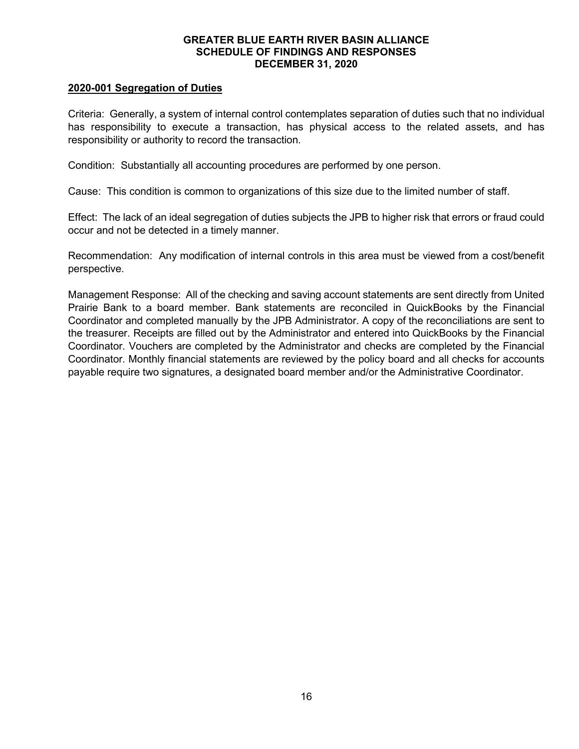# GREATER BLUE EARTH RIVER BASIN ALLIANCE
## SCHEDULE OF FINDINGS AND RESPONSES
## DECEMBER 31, 2020

**2020-001 Segregation of Duties**

Criteria: Generally, a system of internal control contemplates separation of duties such that no individual has responsibility to execute a transaction, has physical access to the related assets, and has responsibility or authority to record the transaction.

Condition: Substantially all accounting procedures are performed by one person.

Cause: This condition is common to organizations of this size due to the limited number of staff.

Effect: The lack of an ideal segregation of duties subjects the JPB to higher risk that errors or fraud could occur and not be detected in a timely manner.

Recommendation: Any modification of internal controls in this area must be viewed from a cost/benefit perspective.

Management Response: All of the checking and saving account statements are sent directly from United Prairie Bank to a board member. Bank statements are reconciled in QuickBooks by the Financial Coordinator and completed manually by the JPB Administrator. A copy of the reconciliations are sent to the treasurer. Receipts are filled out by the Administrator and entered into QuickBooks by the Financial Coordinator. Vouchers are completed by the Administrator and checks are completed by the Financial Coordinator. Monthly financial statements are reviewed by the policy board and all checks for accounts payable require two signatures, a designated board member and/or the Administrative Coordinator.